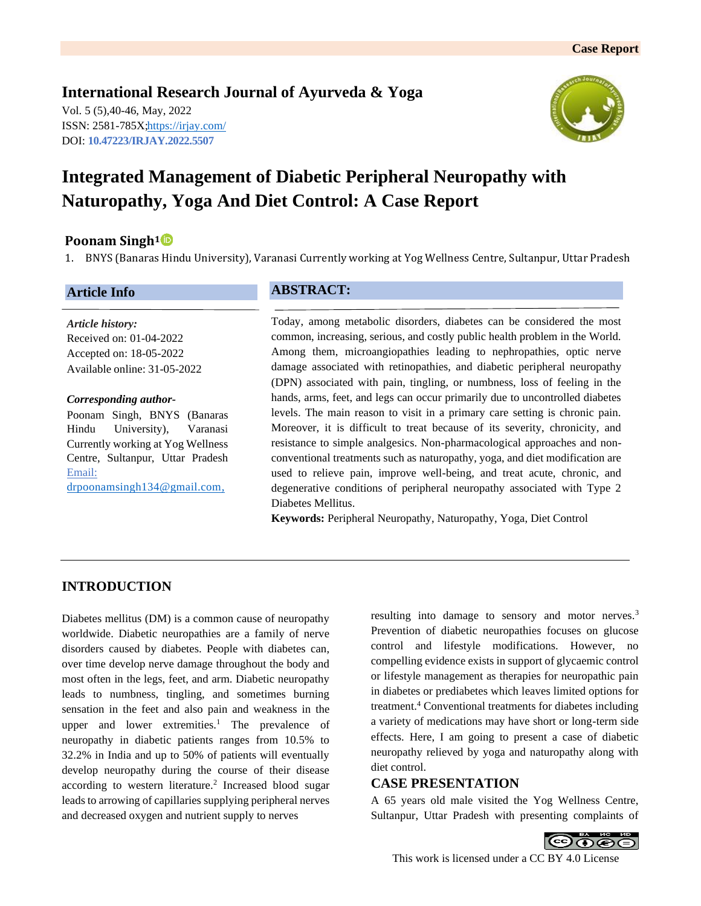Case Report

**International Research Journal of Ayurveda & Yoga**

Vol. 5 (5),40-46, May, 2022
ISSN: 2581-785X;https://irjay.com/
DOI: **10.47223/IRJAY.2022.5507**

# Integrated Management of Diabetic Peripheral Neuropathy with Naturopathy, Yoga And Diet Control: A Case Report

**Poonam Singh[1]**

1. BNYS (Banaras Hindu University), Varanasi Currently working at Yog Wellness Centre, Sultanpur, Uttar Pradesh

## Article Info

*Article history:*
Received on: 01-04-2022
Accepted on: 18-05-2022
Available online: 31-05-2022

***Corresponding author-***
Poonam Singh, BNYS (Banaras Hindu University), Varanasi Currently working at Yog Wellness Centre, Sultanpur, Uttar Pradesh
Email: drpoonamsingh134@gmail.com,

## ABSTRACT:

Today, among metabolic disorders, diabetes can be considered the most common, increasing, serious, and costly public health problem in the World. Among them, microangiopathies leading to nephropathies, optic nerve damage associated with retinopathies, and diabetic peripheral neuropathy (DPN) associated with pain, tingling, or numbness, loss of feeling in the hands, arms, feet, and legs can occur primarily due to uncontrolled diabetes levels. The main reason to visit in a primary care setting is chronic pain. Moreover, it is difficult to treat because of its severity, chronicity, and resistance to simple analgesics. Non-pharmacological approaches and non-conventional treatments such as naturopathy, yoga, and diet modification are used to relieve pain, improve well-being, and treat acute, chronic, and degenerative conditions of peripheral neuropathy associated with Type 2 Diabetes Mellitus.

**Keywords:** Peripheral Neuropathy, Naturopathy, Yoga, Diet Control

## INTRODUCTION

Diabetes mellitus (DM) is a common cause of neuropathy worldwide. Diabetic neuropathies are a family of nerve disorders caused by diabetes. People with diabetes can, over time develop nerve damage throughout the body and most often in the legs, feet, and arm. Diabetic neuropathy leads to numbness, tingling, and sometimes burning sensation in the feet and also pain and weakness in the upper and lower extremities.[1] The prevalence of neuropathy in diabetic patients ranges from 10.5% to 32.2% in India and up to 50% of patients will eventually develop neuropathy during the course of their disease according to western literature.[2] Increased blood sugar leads to arrowing of capillaries supplying peripheral nerves and decreased oxygen and nutrient supply to nerves resulting into damage to sensory and motor nerves.[3] Prevention of diabetic neuropathies focuses on glucose control and lifestyle modifications. However, no compelling evidence exists in support of glycaemic control or lifestyle management as therapies for neuropathic pain in diabetes or prediabetes which leaves limited options for treatment.[4] Conventional treatments for diabetes including a variety of medications may have short or long-term side effects. Here, I am going to present a case of diabetic neuropathy relieved by yoga and naturopathy along with diet control.

## CASE PRESENTATION

A 65 years old male visited the Yog Wellness Centre, Sultanpur, Uttar Pradesh with presenting complaints of

This work is licensed under a CC BY 4.0 License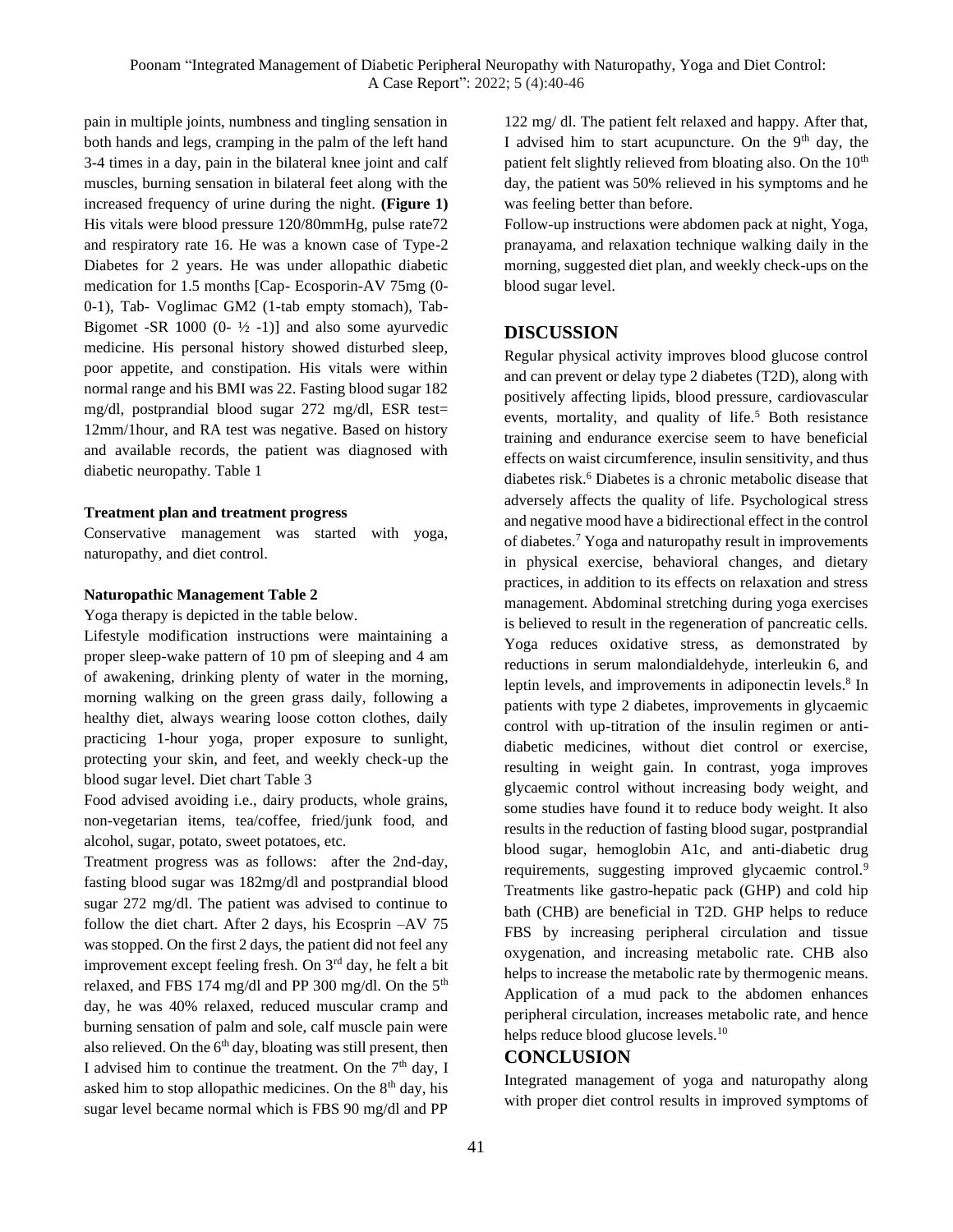pain in multiple joints, numbness and tingling sensation in both hands and legs, cramping in the palm of the left hand 3-4 times in a day, pain in the bilateral knee joint and calf muscles, burning sensation in bilateral feet along with the increased frequency of urine during the night. **(Figure 1)** His vitals were blood pressure 120/80mmHg, pulse rate72 and respiratory rate 16. He was a known case of Type-2 Diabetes for 2 years. He was under allopathic diabetic medication for 1.5 months [Cap- Ecosporin-AV 75mg (0-0-1), Tab- Voglimac GM2 (1-tab empty stomach), Tab-Bigomet -SR 1000 (0- ½ -1)] and also some ayurvedic medicine. His personal history showed disturbed sleep, poor appetite, and constipation. His vitals were within normal range and his BMI was 22. Fasting blood sugar 182 mg/dl, postprandial blood sugar 272 mg/dl, ESR test= 12mm/1hour, and RA test was negative. Based on history and available records, the patient was diagnosed with diabetic neuropathy. Table 1

**Treatment plan and treatment progress**

Conservative management was started with yoga, naturopathy, and diet control.

**Naturopathic Management Table 2**

Yoga therapy is depicted in the table below.

Lifestyle modification instructions were maintaining a proper sleep-wake pattern of 10 pm of sleeping and 4 am of awakening, drinking plenty of water in the morning, morning walking on the green grass daily, following a healthy diet, always wearing loose cotton clothes, daily practicing 1-hour yoga, proper exposure to sunlight, protecting your skin, and feet, and weekly check-up the blood sugar level. Diet chart Table 3

Food advised avoiding i.e., dairy products, whole grains, non-vegetarian items, tea/coffee, fried/junk food, and alcohol, sugar, potato, sweet potatoes, etc.

Treatment progress was as follows: after the 2nd-day, fasting blood sugar was 182mg/dl and postprandial blood sugar 272 mg/dl. The patient was advised to continue to follow the diet chart. After 2 days, his Ecosprin –AV 75 was stopped. On the first 2 days, the patient did not feel any improvement except feeling fresh. On 3rd day, he felt a bit relaxed, and FBS 174 mg/dl and PP 300 mg/dl. On the 5th day, he was 40% relaxed, reduced muscular cramp and burning sensation of palm and sole, calf muscle pain were also relieved. On the 6th day, bloating was still present, then I advised him to continue the treatment. On the 7th day, I asked him to stop allopathic medicines. On the 8th day, his sugar level became normal which is FBS 90 mg/dl and PP 122 mg/ dl. The patient felt relaxed and happy. After that, I advised him to start acupuncture. On the 9th day, the patient felt slightly relieved from bloating also. On the 10th day, the patient was 50% relieved in his symptoms and he was feeling better than before.

Follow-up instructions were abdomen pack at night, Yoga, pranayama, and relaxation technique walking daily in the morning, suggested diet plan, and weekly check-ups on the blood sugar level.

## DISCUSSION

Regular physical activity improves blood glucose control and can prevent or delay type 2 diabetes (T2D), along with positively affecting lipids, blood pressure, cardiovascular events, mortality, and quality of life.[5] Both resistance training and endurance exercise seem to have beneficial effects on waist circumference, insulin sensitivity, and thus diabetes risk.[6] Diabetes is a chronic metabolic disease that adversely affects the quality of life. Psychological stress and negative mood have a bidirectional effect in the control of diabetes.[7] Yoga and naturopathy result in improvements in physical exercise, behavioral changes, and dietary practices, in addition to its effects on relaxation and stress management. Abdominal stretching during yoga exercises is believed to result in the regeneration of pancreatic cells. Yoga reduces oxidative stress, as demonstrated by reductions in serum malondialdehyde, interleukin 6, and leptin levels, and improvements in adiponectin levels.[8] In patients with type 2 diabetes, improvements in glycaemic control with up-titration of the insulin regimen or anti-diabetic medicines, without diet control or exercise, resulting in weight gain. In contrast, yoga improves glycaemic control without increasing body weight, and some studies have found it to reduce body weight. It also results in the reduction of fasting blood sugar, postprandial blood sugar, hemoglobin A1c, and anti-diabetic drug requirements, suggesting improved glycaemic control.[9] Treatments like gastro-hepatic pack (GHP) and cold hip bath (CHB) are beneficial in T2D. GHP helps to reduce FBS by increasing peripheral circulation and tissue oxygenation, and increasing metabolic rate. CHB also helps to increase the metabolic rate by thermogenic means. Application of a mud pack to the abdomen enhances peripheral circulation, increases metabolic rate, and hence helps reduce blood glucose levels.[10]

## CONCLUSION

Integrated management of yoga and naturopathy along with proper diet control results in improved symptoms of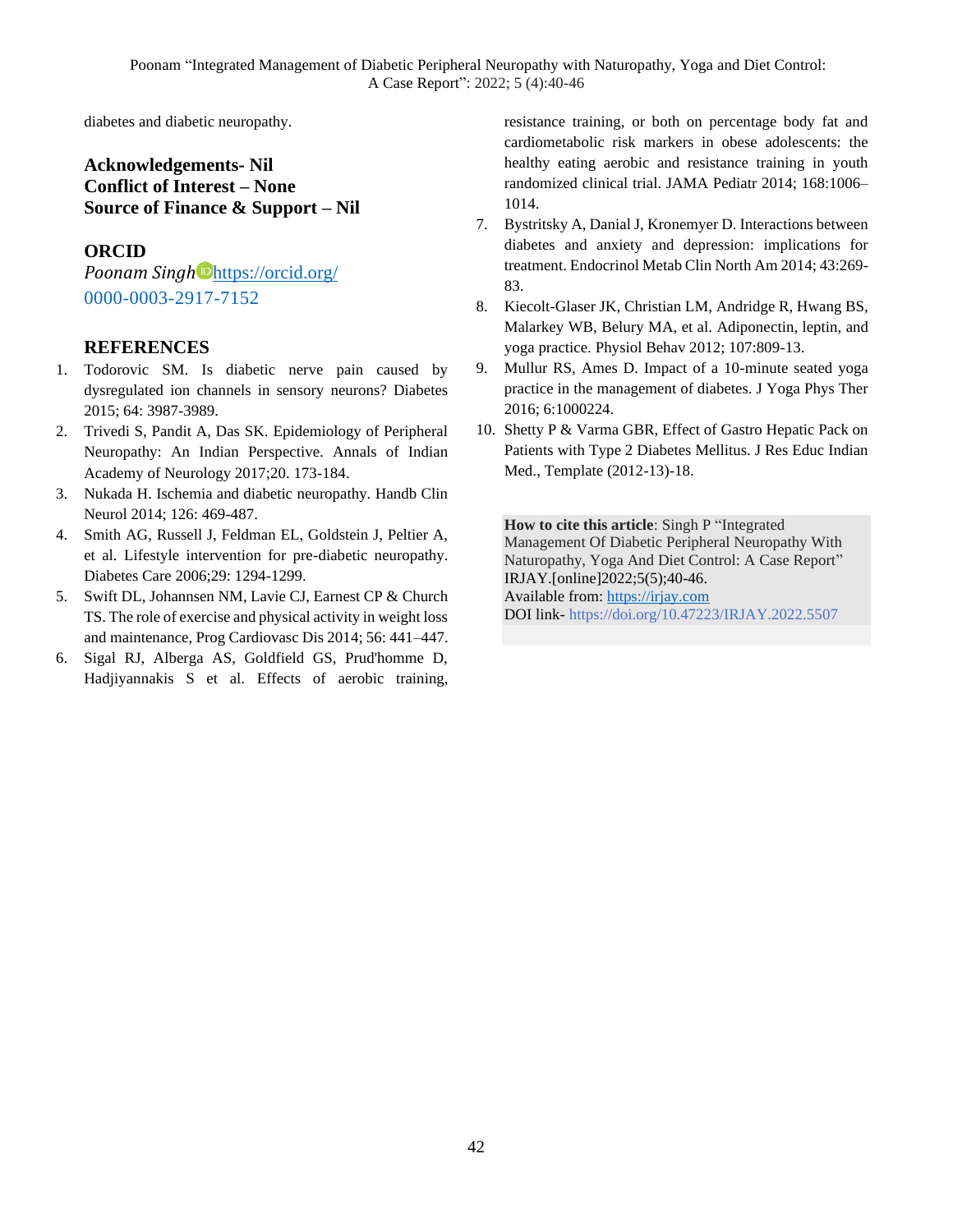diabetes and diabetic neuropathy.

**Acknowledgements- Nil**
**Conflict of Interest – None**
**Source of Finance & Support – Nil**

## ORCID

*Poonam Singh* https://orcid.org/0000-0003-2917-7152

## REFERENCES

1. Todorovic SM. Is diabetic nerve pain caused by dysregulated ion channels in sensory neurons? Diabetes 2015; 64: 3987-3989.
2. Trivedi S, Pandit A, Das SK. Epidemiology of Peripheral Neuropathy: An Indian Perspective. Annals of Indian Academy of Neurology 2017;20. 173-184.
3. Nukada H. Ischemia and diabetic neuropathy. Handb Clin Neurol 2014; 126: 469-487.
4. Smith AG, Russell J, Feldman EL, Goldstein J, Peltier A, et al. Lifestyle intervention for pre-diabetic neuropathy. Diabetes Care 2006;29: 1294-1299.
5. Swift DL, Johannsen NM, Lavie CJ, Earnest CP & Church TS. The role of exercise and physical activity in weight loss and maintenance, Prog Cardiovasc Dis 2014; 56: 441–447.
6. Sigal RJ, Alberga AS, Goldfield GS, Prud'homme D, Hadjiyannakis S et al. Effects of aerobic training, resistance training, or both on percentage body fat and cardiometabolic risk markers in obese adolescents: the healthy eating aerobic and resistance training in youth randomized clinical trial. JAMA Pediatr 2014; 168:1006–1014.
7. Bystritsky A, Danial J, Kronemyer D. Interactions between diabetes and anxiety and depression: implications for treatment. Endocrinol Metab Clin North Am 2014; 43:269-83.
8. Kiecolt-Glaser JK, Christian LM, Andridge R, Hwang BS, Malarkey WB, Belury MA, et al. Adiponectin, leptin, and yoga practice. Physiol Behav 2012; 107:809-13.
9. Mullur RS, Ames D. Impact of a 10-minute seated yoga practice in the management of diabetes. J Yoga Phys Ther 2016; 6:1000224.
10. Shetty P & Varma GBR, Effect of Gastro Hepatic Pack on Patients with Type 2 Diabetes Mellitus. J Res Educ Indian Med., Template (2012-13)-18.

**How to cite this article**: Singh P "Integrated Management Of Diabetic Peripheral Neuropathy With Naturopathy, Yoga And Diet Control: A Case Report" IRJAY.[online]2022;5(5);40-46.
Available from: https://irjay.com
DOI link- https://doi.org/10.47223/IRJAY.2022.5507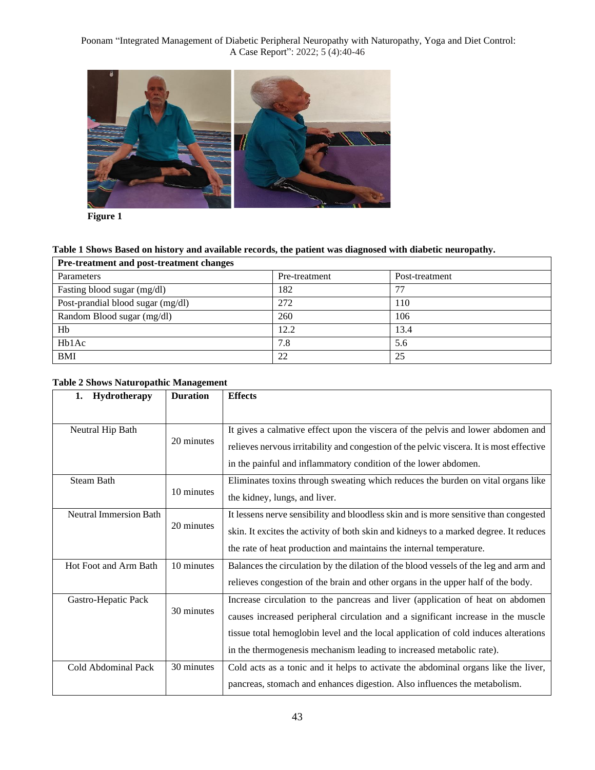Figure 1

**Table 1 Shows Based on history and available records, the patient was diagnosed with diabetic neuropathy.**

| Pre-treatment and post-treatment changes | | |
|---|---|---|
| Parameters | Pre-treatment | Post-treatment |
| Fasting blood sugar (mg/dl) | 182 | 77 |
| Post-prandial blood sugar (mg/dl) | 272 | 110 |
| Random Blood sugar (mg/dl) | 260 | 106 |
| Hb | 12.2 | 13.4 |
| Hb1Ac | 7.8 | 5.6 |
| BMI | 22 | 25 |

**Table 2 Shows Naturopathic Management**

| **1. Hydrotherapy** | **Duration** | **Effects** |
|---|---|---|
| Neutral Hip Bath | 20 minutes | It gives a calmative effect upon the viscera of the pelvis and lower abdomen and relieves nervous irritability and congestion of the pelvic viscera. It is most effective in the painful and inflammatory condition of the lower abdomen. |
| Steam Bath | 10 minutes | Eliminates toxins through sweating which reduces the burden on vital organs like the kidney, lungs, and liver. |
| Neutral Immersion Bath | 20 minutes | It lessens nerve sensibility and bloodless skin and is more sensitive than congested skin. It excites the activity of both skin and kidneys to a marked degree. It reduces the rate of heat production and maintains the internal temperature. |
| Hot Foot and Arm Bath | 10 minutes | Balances the circulation by the dilation of the blood vessels of the leg and arm and relieves congestion of the brain and other organs in the upper half of the body. |
| Gastro-Hepatic Pack | 30 minutes | Increase circulation to the pancreas and liver (application of heat on abdomen causes increased peripheral circulation and a significant increase in the muscle tissue total hemoglobin level and the local application of cold induces alterations in the thermogenesis mechanism leading to increased metabolic rate). |
| Cold Abdominal Pack | 30 minutes | Cold acts as a tonic and it helps to activate the abdominal organs like the liver, pancreas, stomach and enhances digestion. Also influences the metabolism. |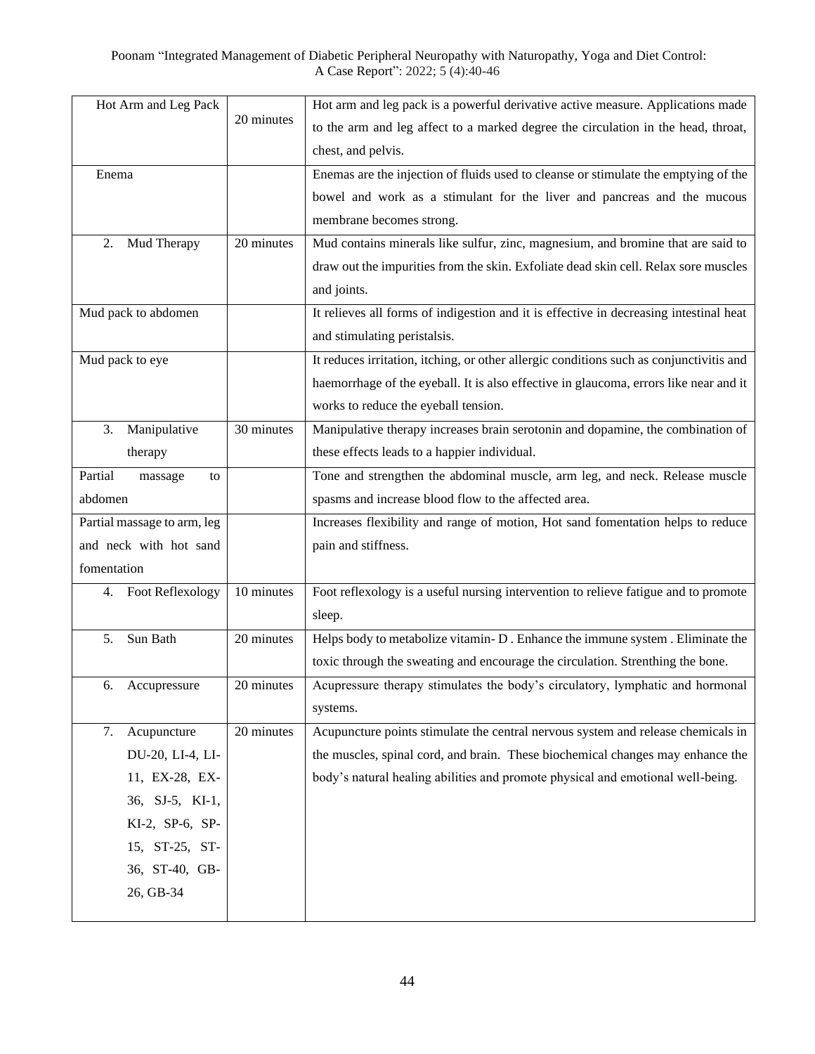| Hot Arm and Leg Pack | 20 minutes | Hot arm and leg pack is a powerful derivative active measure. Applications made to the arm and leg affect to a marked degree the circulation in the head, throat, chest, and pelvis. |
|---|---|---|
| Enema | | Enemas are the injection of fluids used to cleanse or stimulate the emptying of the bowel and work as a stimulant for the liver and pancreas and the mucous membrane becomes strong. |
| 2. Mud Therapy | 20 minutes | Mud contains minerals like sulfur, zinc, magnesium, and bromine that are said to draw out the impurities from the skin. Exfoliate dead skin cell. Relax sore muscles and joints. |
| Mud pack to abdomen | | It relieves all forms of indigestion and it is effective in decreasing intestinal heat and stimulating peristalsis. |
| Mud pack to eye | | It reduces irritation, itching, or other allergic conditions such as conjunctivitis and haemorrhage of the eyeball. It is also effective in glaucoma, errors like near and it works to reduce the eyeball tension. |
| 3. Manipulative therapy | 30 minutes | Manipulative therapy increases brain serotonin and dopamine, the combination of these effects leads to a happier individual. |
| Partial massage to abdomen | | Tone and strengthen the abdominal muscle, arm leg, and neck. Release muscle spasms and increase blood flow to the affected area. |
| Partial massage to arm, leg and neck with hot sand fomentation | | Increases flexibility and range of motion, Hot sand fomentation helps to reduce pain and stiffness. |
| 4. Foot Reflexology | 10 minutes | Foot reflexology is a useful nursing intervention to relieve fatigue and to promote sleep. |
| 5. Sun Bath | 20 minutes | Helps body to metabolize vitamin- D . Enhance the immune system . Eliminate the toxic through the sweating and encourage the circulation. Strenthing the bone. |
| 6. Accupressure | 20 minutes | Acupressure therapy stimulates the body's circulatory, lymphatic and hormonal systems. |
| 7. Acupuncture DU-20, LI-4, LI-11, EX-28, EX-36, SJ-5, KI-1, KI-2, SP-6, SP-15, ST-25, ST-36, ST-40, GB-26, GB-34 | 20 minutes | Acupuncture points stimulate the central nervous system and release chemicals in the muscles, spinal cord, and brain. These biochemical changes may enhance the body's natural healing abilities and promote physical and emotional well-being. |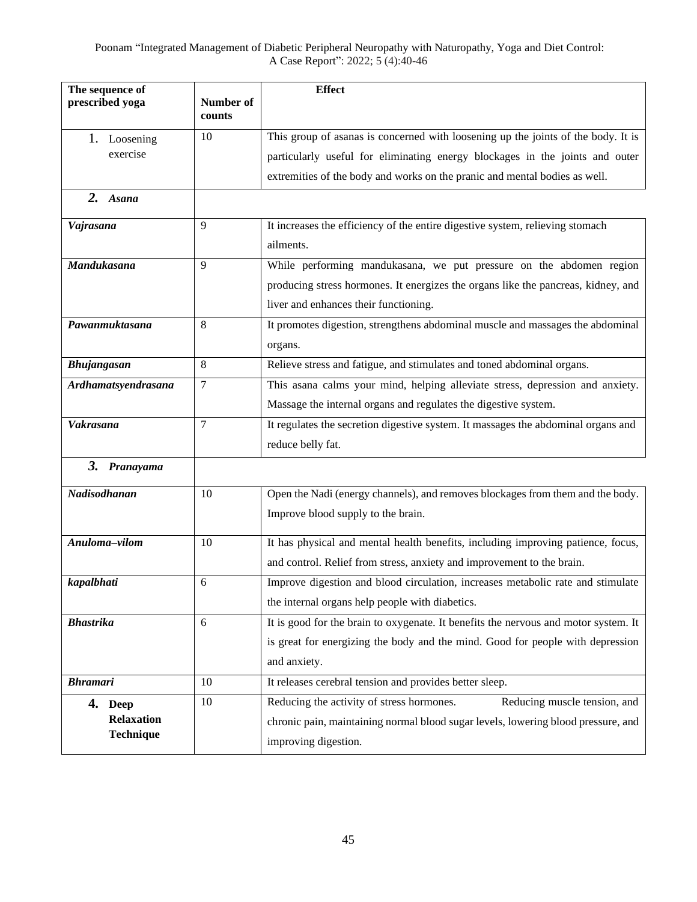| The sequence of prescribed yoga | Number of counts | Effect |
|---|---|---|
| 1. Loosening exercise | 10 | This group of asanas is concerned with loosening up the joints of the body. It is particularly useful for eliminating energy blockages in the joints and outer extremities of the body and works on the pranic and mental bodies as well. |
| ***2. Asana*** | | |
| ***Vajrasana*** | 9 | It increases the efficiency of the entire digestive system, relieving stomach ailments. |
| ***Mandukasana*** | 9 | While performing mandukasana, we put pressure on the abdomen region producing stress hormones. It energizes the organs like the pancreas, kidney, and liver and enhances their functioning. |
| ***Pawanmuktasana*** | 8 | It promotes digestion, strengthens abdominal muscle and massages the abdominal organs. |
| ***Bhujangasan*** | 8 | Relieve stress and fatigue, and stimulates and toned abdominal organs. |
| ***Ardhamatsyendrasana*** | 7 | This asana calms your mind, helping alleviate stress, depression and anxiety. Massage the internal organs and regulates the digestive system. |
| ***Vakrasana*** | 7 | It regulates the secretion digestive system. It massages the abdominal organs and reduce belly fat. |
| ***3. Pranayama*** | | |
| ***Nadisodhanan*** | 10 | Open the Nadi (energy channels), and removes blockages from them and the body. Improve blood supply to the brain. |
| ***Anuloma–vilom*** | 10 | It has physical and mental health benefits, including improving patience, focus, and control. Relief from stress, anxiety and improvement to the brain. |
| ***kapalbhati*** | 6 | Improve digestion and blood circulation, increases metabolic rate and stimulate the internal organs help people with diabetics. |
| ***Bhastrika*** | 6 | It is good for the brain to oxygenate. It benefits the nervous and motor system. It is great for energizing the body and the mind. Good for people with depression and anxiety. |
| ***Bhramari*** | 10 | It releases cerebral tension and provides better sleep. |
| **4. Deep Relaxation Technique** | 10 | Reducing the activity of stress hormones. Reducing muscle tension, and chronic pain, maintaining normal blood sugar levels, lowering blood pressure, and improving digestion. |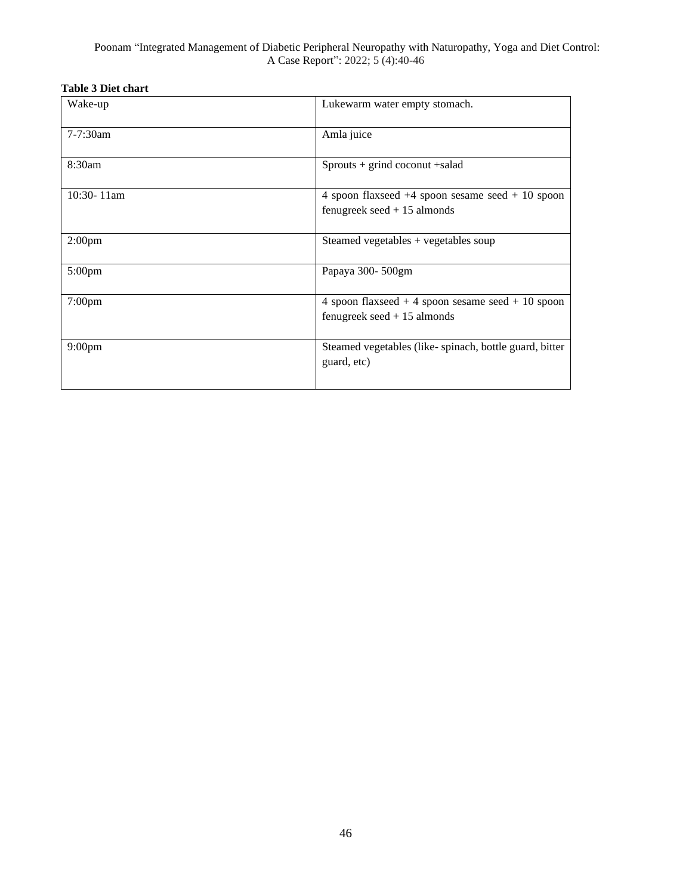**Table 3 Diet chart**

| | |
|---|---|
| Wake-up | Lukewarm water empty stomach. |
| 7-7:30am | Amla juice |
| 8:30am | Sprouts + grind coconut +salad |
| 10:30- 11am | 4 spoon flaxseed +4 spoon sesame seed + 10 spoon fenugreek seed + 15 almonds |
| 2:00pm | Steamed vegetables + vegetables soup |
| 5:00pm | Papaya 300- 500gm |
| 7:00pm | 4 spoon flaxseed + 4 spoon sesame seed + 10 spoon fenugreek seed + 15 almonds |
| 9:00pm | Steamed vegetables (like- spinach, bottle guard, bitter guard, etc) |